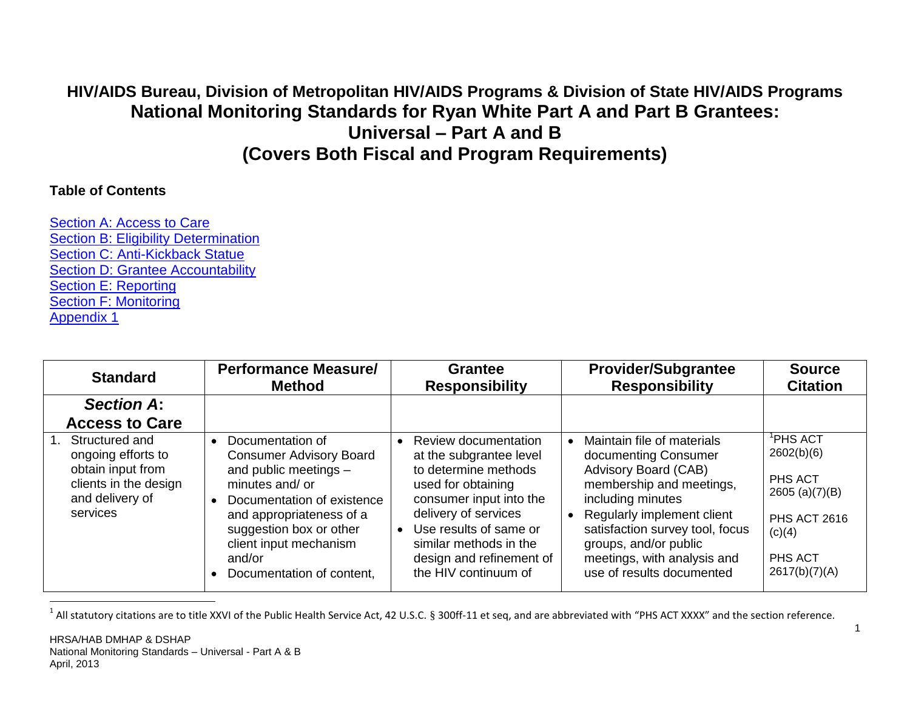# HIV/AIDS Bureau, Division of Metropolitan HIV/AIDS Programs & Division of State HIV/AIDS Programs

# National Monitoring Standards for Ryan White Part A and Part B Grantees: Universal – Part A and B (Covers Both Fiscal and Program Requirements)

**Table of Contents**

Section A: Access to Care
Section B: Eligibility Determination
Section C: Anti-Kickback Statue
Section D: Grantee Accountability
Section E: Reporting
Section F: Monitoring
Appendix 1

| Standard | Performance Measure/ Method | Grantee Responsibility | Provider/Subgrantee Responsibility | Source Citation |
|---|---|---|---|---|
| ***Section A*: Access to Care** | | | | |
| 1. Structured and ongoing efforts to obtain input from clients in the design and delivery of services | • Documentation of Consumer Advisory Board and public meetings – minutes and/ or<br>• Documentation of existence and appropriateness of a suggestion box or other client input mechanism and/or<br>• Documentation of content, | • Review documentation at the subgrantee level to determine methods used for obtaining consumer input into the delivery of services<br>• Use results of same or similar methods in the design and refinement of the HIV continuum of | • Maintain file of materials documenting Consumer Advisory Board (CAB) membership and meetings, including minutes<br>• Regularly implement client satisfaction survey tool, focus groups, and/or public meetings, with analysis and use of results documented | [1]PHS ACT 2602(b)(6)<br><br>PHS ACT 2605 (a)(7)(B)<br><br>PHS ACT 2616 (c)(4)<br><br>PHS ACT 2617(b)(7)(A) |

[1] All statutory citations are to title XXVI of the Public Health Service Act, 42 U.S.C. § 300ff-11 et seq, and are abbreviated with "PHS ACT XXXX" and the section reference.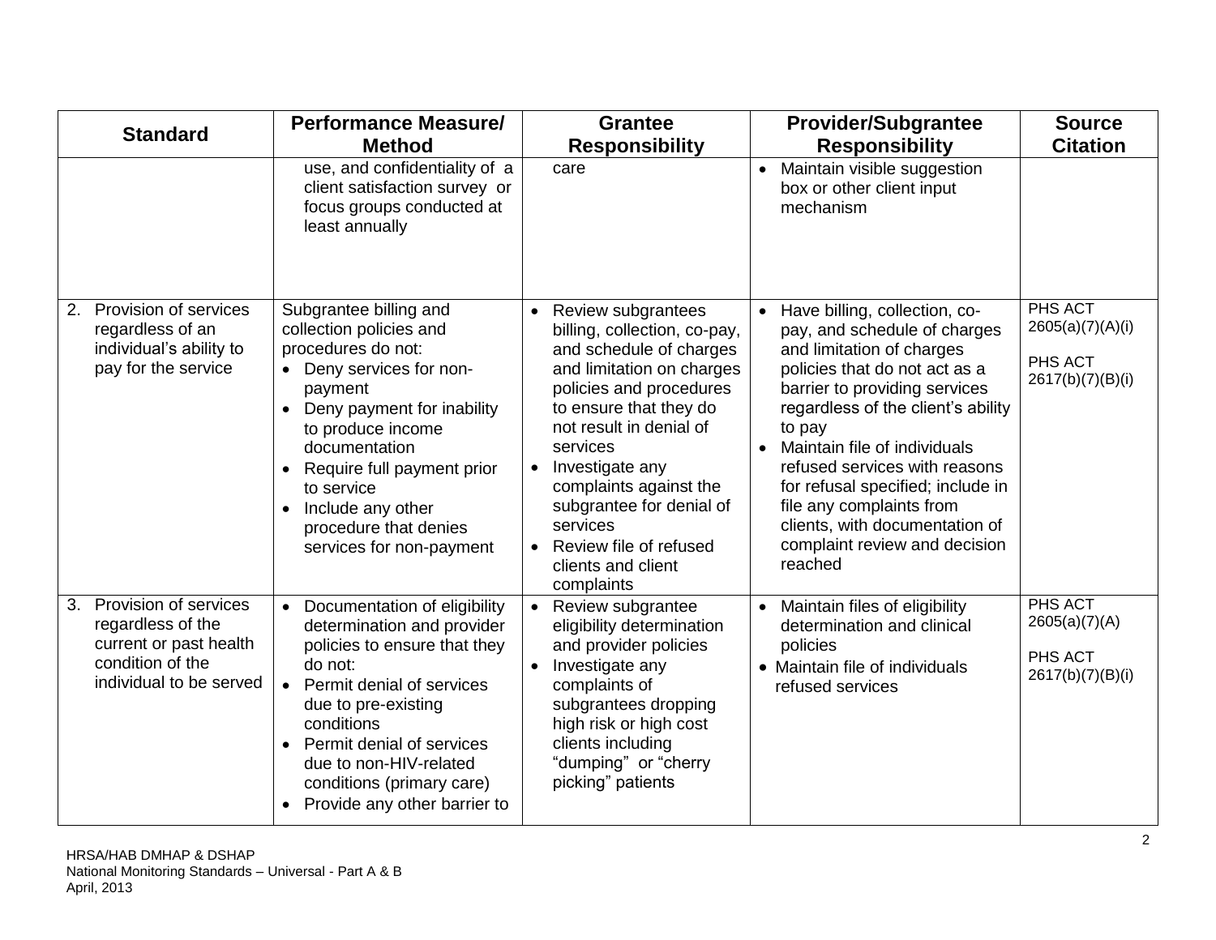| Standard | Performance Measure/ Method | Grantee Responsibility | Provider/Subgrantee Responsibility | Source Citation |
|---|---|---|---|---|
| | use, and confidentiality of a client satisfaction survey or focus groups conducted at least annually | care | • Maintain visible suggestion box or other client input mechanism | |
| 2. Provision of services regardless of an individual's ability to pay for the service | Subgrantee billing and collection policies and procedures do not: <br>• Deny services for non-payment <br>• Deny payment for inability to produce income documentation <br>• Require full payment prior to service <br>• Include any other procedure that denies services for non-payment | • Review subgrantees billing, collection, co-pay, and schedule of charges and limitation on charges policies and procedures to ensure that they do not result in denial of services <br>• Investigate any complaints against the subgrantee for denial of services <br>• Review file of refused clients and client complaints | • Have billing, collection, co-pay, and schedule of charges and limitation of charges policies that do not act as a barrier to providing services regardless of the client's ability to pay <br>• Maintain file of individuals refused services with reasons for refusal specified; include in file any complaints from clients, with documentation of complaint review and decision reached | PHS ACT 2605(a)(7)(A)(i) <br><br>PHS ACT 2617(b)(7)(B)(i) |
| 3. Provision of services regardless of the current or past health condition of the individual to be served | • Documentation of eligibility determination and provider policies to ensure that they do not: <br>• Permit denial of services due to pre-existing conditions <br>• Permit denial of services due to non-HIV-related conditions (primary care) <br>• Provide any other barrier to | • Review subgrantee eligibility determination and provider policies <br>• Investigate any complaints of subgrantees dropping high risk or high cost clients including "dumping" or "cherry picking" patients | • Maintain files of eligibility determination and clinical policies <br>• Maintain file of individuals refused services | PHS ACT 2605(a)(7)(A) <br><br>PHS ACT 2617(b)(7)(B)(i) |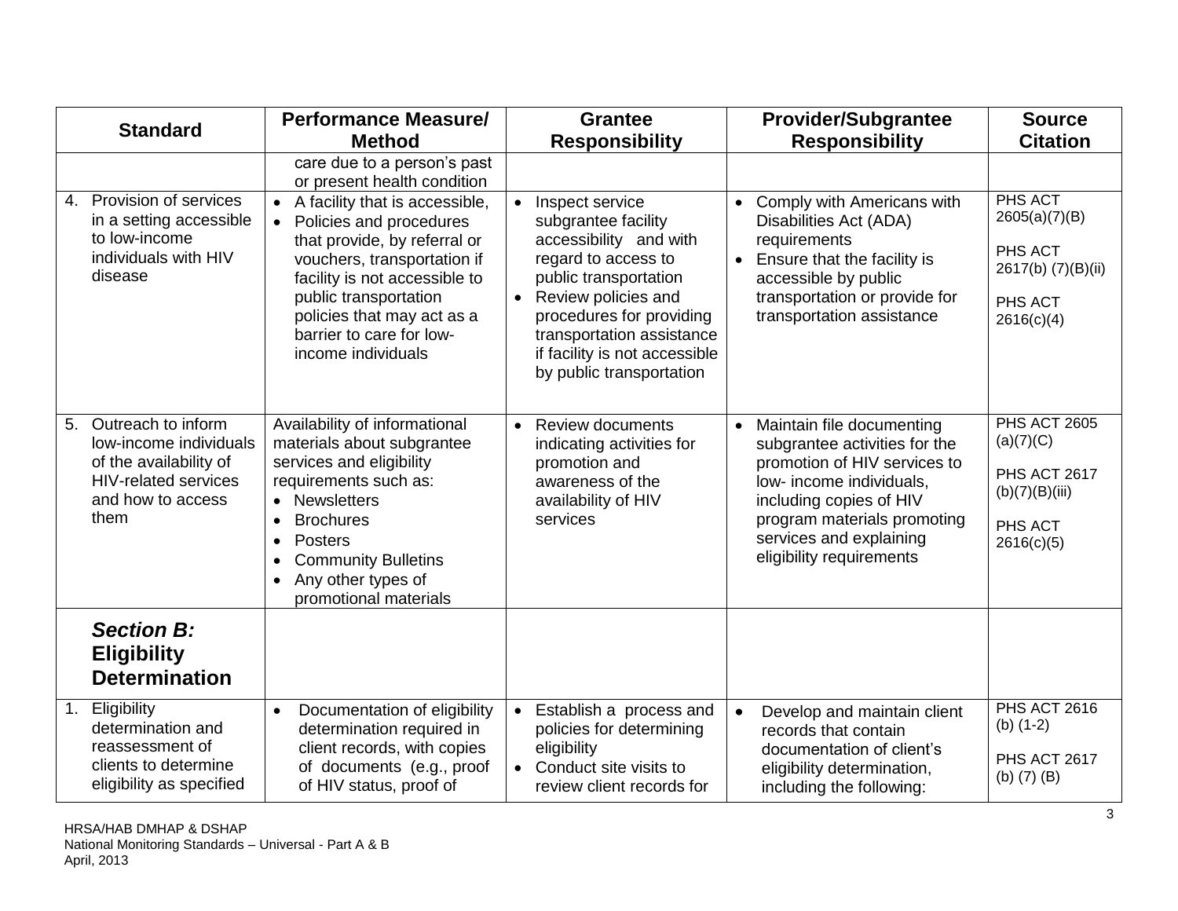| Standard | Performance Measure/ Method | Grantee Responsibility | Provider/Subgrantee Responsibility | Source Citation |
|---|---|---|---|---|
| | care due to a person's past or present health condition | | | |
| 4. Provision of services in a setting accessible to low-income individuals with HIV disease | • A facility that is accessible,<br>• Policies and procedures that provide, by referral or vouchers, transportation if facility is not accessible to public transportation policies that may act as a barrier to care for low-income individuals | • Inspect service subgrantee facility accessibility and with regard to access to public transportation<br>• Review policies and procedures for providing transportation assistance if facility is not accessible by public transportation | • Comply with Americans with Disabilities Act (ADA) requirements<br>• Ensure that the facility is accessible by public transportation or provide for transportation assistance | PHS ACT 2605(a)(7)(B)<br><br>PHS ACT 2617(b) (7)(B)(ii)<br><br>PHS ACT 2616(c)(4) |
| 5. Outreach to inform low-income individuals of the availability of HIV-related services and how to access them | Availability of informational materials about subgrantee services and eligibility requirements such as:<br>• Newsletters<br>• Brochures<br>• Posters<br>• Community Bulletins<br>• Any other types of promotional materials | • Review documents indicating activities for promotion and awareness of the availability of HIV services | • Maintain file documenting subgrantee activities for the promotion of HIV services to low- income individuals, including copies of HIV program materials promoting services and explaining eligibility requirements | PHS ACT 2605 (a)(7)(C)<br><br>PHS ACT 2617 (b)(7)(B)(iii)<br><br>PHS ACT 2616(c)(5) |
| ***Section B:* Eligibility Determination** | | | | |
| 1. Eligibility determination and reassessment of clients to determine eligibility as specified | • Documentation of eligibility determination required in client records, with copies of documents (e.g., proof of HIV status, proof of | • Establish a process and policies for determining eligibility<br>• Conduct site visits to review client records for | • Develop and maintain client records that contain documentation of client's eligibility determination, including the following: | PHS ACT 2616 (b) (1-2)<br><br>PHS ACT 2617 (b) (7) (B) |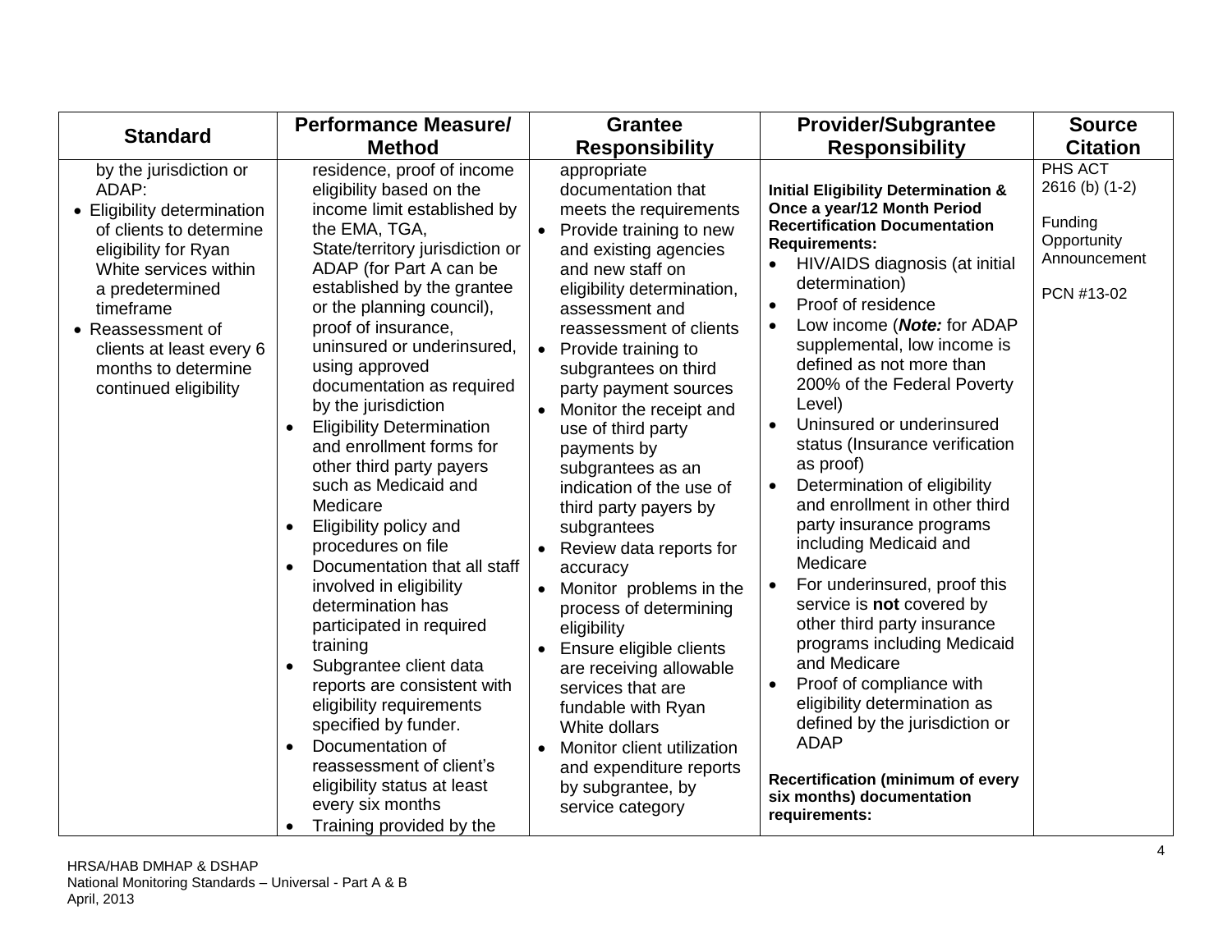| Standard | Performance Measure/ Method | Grantee Responsibility | Provider/Subgrantee Responsibility | Source Citation |
|---|---|---|---|---|
| by the jurisdiction or ADAP:<br>• Eligibility determination of clients to determine eligibility for Ryan White services within a predetermined timeframe<br>• Reassessment of clients at least every 6 months to determine continued eligibility | residence, proof of income eligibility based on the income limit established by the EMA, TGA, State/territory jurisdiction or ADAP (for Part A can be established by the grantee or the planning council), proof of insurance, uninsured or underinsured, using approved documentation as required by the jurisdiction<br>• Eligibility Determination and enrollment forms for other third party payers such as Medicaid and Medicare<br>• Eligibility policy and procedures on file<br>• Documentation that all staff involved in eligibility determination has participated in required training<br>• Subgrantee client data reports are consistent with eligibility requirements specified by funder.<br>• Documentation of reassessment of client's eligibility status at least every six months<br>• Training provided by the | appropriate documentation that meets the requirements<br>• Provide training to new and existing agencies and new staff on eligibility determination, assessment and reassessment of clients<br>• Provide training to subgrantees on third party payment sources<br>• Monitor the receipt and use of third party payments by subgrantees as an indication of the use of third party payers by subgrantees<br>• Review data reports for accuracy<br>• Monitor problems in the process of determining eligibility<br>• Ensure eligible clients are receiving allowable services that are fundable with Ryan White dollars<br>• Monitor client utilization and expenditure reports by subgrantee, by service category | **Initial Eligibility Determination & Once a year/12 Month Period Recertification Documentation Requirements:**<br>• HIV/AIDS diagnosis (at initial determination)<br>• Proof of residence<br>• Low income (***Note:*** for ADAP supplemental, low income is defined as not more than 200% of the Federal Poverty Level)<br>• Uninsured or underinsured status (Insurance verification as proof)<br>• Determination of eligibility and enrollment in other third party insurance programs including Medicaid and Medicare<br>• For underinsured, proof this service is **not** covered by other third party insurance programs including Medicaid and Medicare<br>• Proof of compliance with eligibility determination as defined by the jurisdiction or ADAP<br><br>**Recertification (minimum of every six months) documentation requirements:** | PHS ACT 2616 (b) (1-2)<br><br>Funding Opportunity Announcement<br><br>PCN #13-02 |

HRSA/HAB DMHAP & DSHAP
National Monitoring Standards – Universal - Part A & B
April, 2013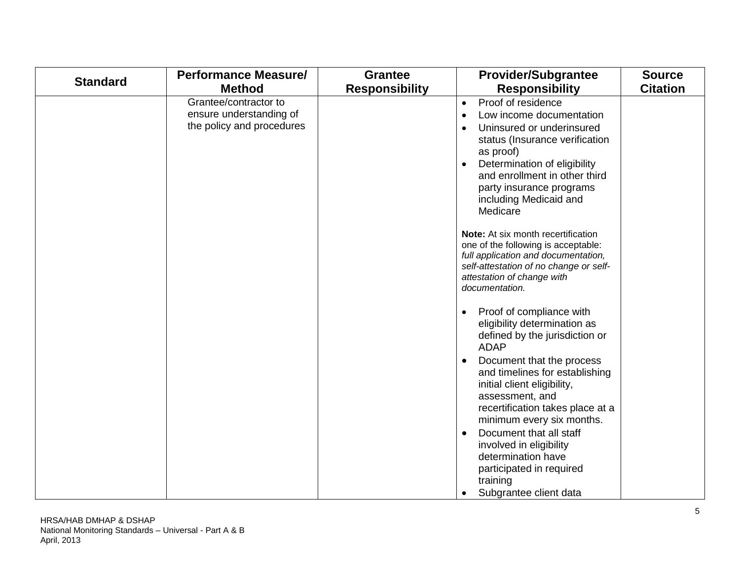| Standard | Performance Measure/ Method | Grantee Responsibility | Provider/Subgrantee Responsibility | Source Citation |
|---|---|---|---|---|
| | Grantee/contractor to ensure understanding of the policy and procedures | | • Proof of residence<br>• Low income documentation<br>• Uninsured or underinsured status (Insurance verification as proof)<br>• Determination of eligibility and enrollment in other third party insurance programs including Medicaid and Medicare<br><br>**Note:** At six month recertification one of the following is acceptable: *full application and documentation, self-attestation of no change or self-attestation of change with documentation.*<br><br>• Proof of compliance with eligibility determination as defined by the jurisdiction or ADAP<br>• Document that the process and timelines for establishing initial client eligibility, assessment, and recertification takes place at a minimum every six months.<br>• Document that all staff involved in eligibility determination have participated in required training<br>• Subgrantee client data | |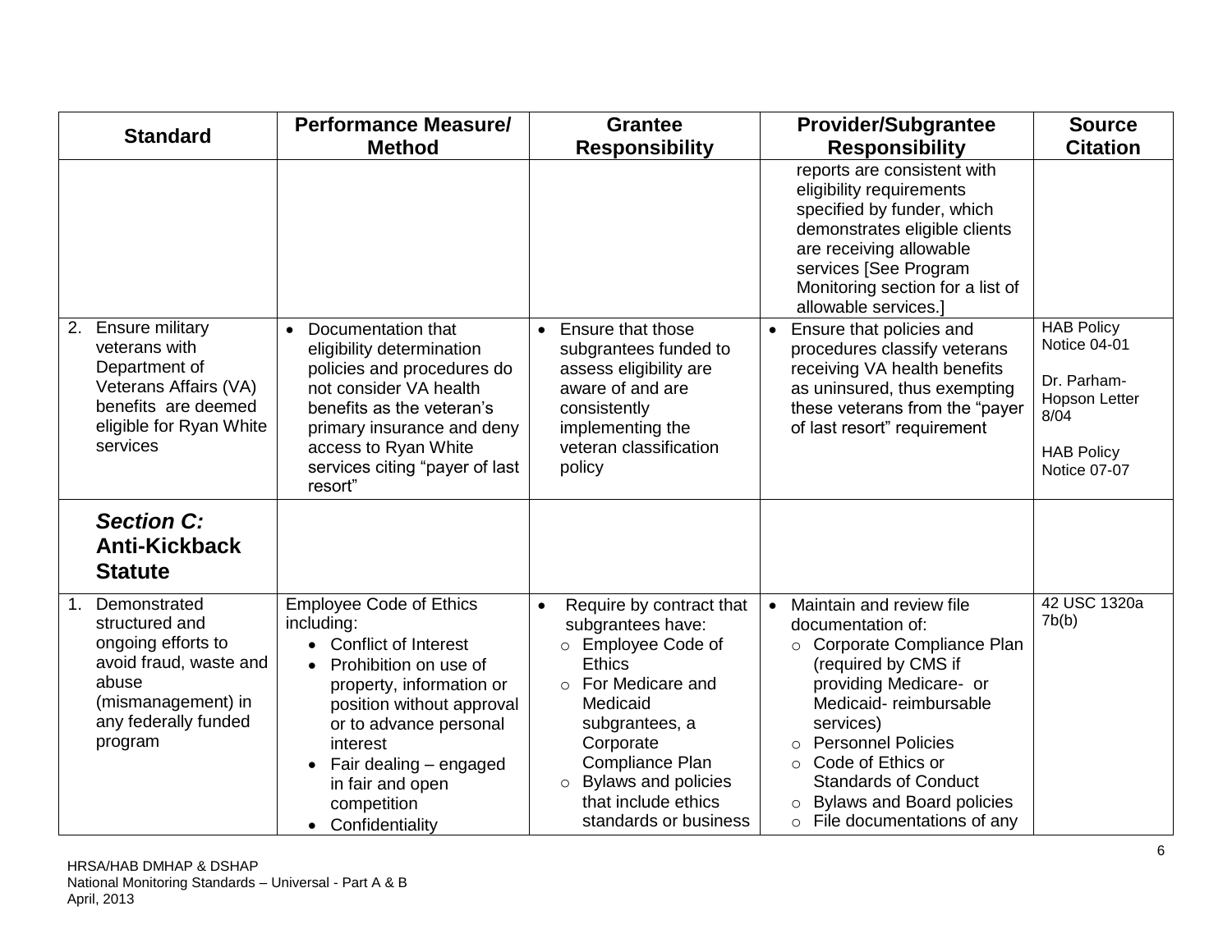| Standard | Performance Measure/ Method | Grantee Responsibility | Provider/Subgrantee Responsibility | Source Citation |
|---|---|---|---|---|
| | | | reports are consistent with eligibility requirements specified by funder, which demonstrates eligible clients are receiving allowable services [See Program Monitoring section for a list of allowable services.] | |
| 2. Ensure military veterans with Department of Veterans Affairs (VA) benefits are deemed eligible for Ryan White services | • Documentation that eligibility determination policies and procedures do not consider VA health benefits as the veteran's primary insurance and deny access to Ryan White services citing "payer of last resort" | • Ensure that those subgrantees funded to assess eligibility are aware of and are consistently implementing the veteran classification policy | • Ensure that policies and procedures classify veterans receiving VA health benefits as uninsured, thus exempting these veterans from the "payer of last resort" requirement | HAB Policy Notice 04-01<br><br>Dr. Parham-Hopson Letter 8/04<br><br>HAB Policy Notice 07-07 |
| ***Section C:* Anti-Kickback Statute** | | | | |
| 1. Demonstrated structured and ongoing efforts to avoid fraud, waste and abuse (mismanagement) in any federally funded program | Employee Code of Ethics including:<br>• Conflict of Interest<br>• Prohibition on use of property, information or position without approval or to advance personal interest<br>• Fair dealing – engaged in fair and open competition<br>• Confidentiality | • Require by contract that subgrantees have:<br>○ Employee Code of Ethics<br>○ For Medicare and Medicaid subgrantees, a Corporate Compliance Plan<br>○ Bylaws and policies that include ethics standards or business | • Maintain and review file documentation of:<br>○ Corporate Compliance Plan (required by CMS if providing Medicare- or Medicaid- reimbursable services)<br>○ Personnel Policies<br>○ Code of Ethics or Standards of Conduct<br>○ Bylaws and Board policies<br>○ File documentations of any | 42 USC 1320a 7b(b) |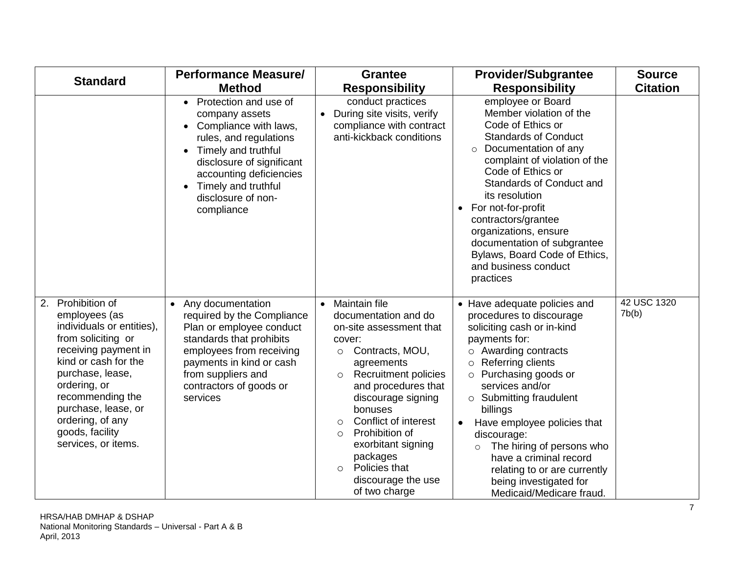| Standard | Performance Measure/ Method | Grantee Responsibility | Provider/Subgrantee Responsibility | Source Citation |
|---|---|---|---|---|
| | • Protection and use of company assets<br>• Compliance with laws, rules, and regulations<br>• Timely and truthful disclosure of significant accounting deficiencies<br>• Timely and truthful disclosure of non-compliance | conduct practices<br>• During site visits, verify compliance with contract anti-kickback conditions | employee or Board Member violation of the Code of Ethics or Standards of Conduct<br>○ Documentation of any complaint of violation of the Code of Ethics or Standards of Conduct and its resolution<br>• For not-for-profit contractors/grantee organizations, ensure documentation of subgrantee Bylaws, Board Code of Ethics, and business conduct practices | |
| 2. Prohibition of employees (as individuals or entities), from soliciting or receiving payment in kind or cash for the purchase, lease, ordering, or recommending the purchase, lease, or ordering, of any goods, facility services, or items. | • Any documentation required by the Compliance Plan or employee conduct standards that prohibits employees from receiving payments in kind or cash from suppliers and contractors of goods or services | • Maintain file documentation and do on-site assessment that cover:<br>○ Contracts, MOU, agreements<br>○ Recruitment policies and procedures that discourage signing bonuses<br>○ Conflict of interest<br>○ Prohibition of exorbitant signing packages<br>○ Policies that discourage the use of two charge | • Have adequate policies and procedures to discourage soliciting cash or in-kind payments for:<br>○ Awarding contracts<br>○ Referring clients<br>○ Purchasing goods or services and/or<br>○ Submitting fraudulent billings<br>• Have employee policies that discourage:<br>○ The hiring of persons who have a criminal record relating to or are currently being investigated for Medicaid/Medicare fraud. | 42 USC 1320 7b(b) |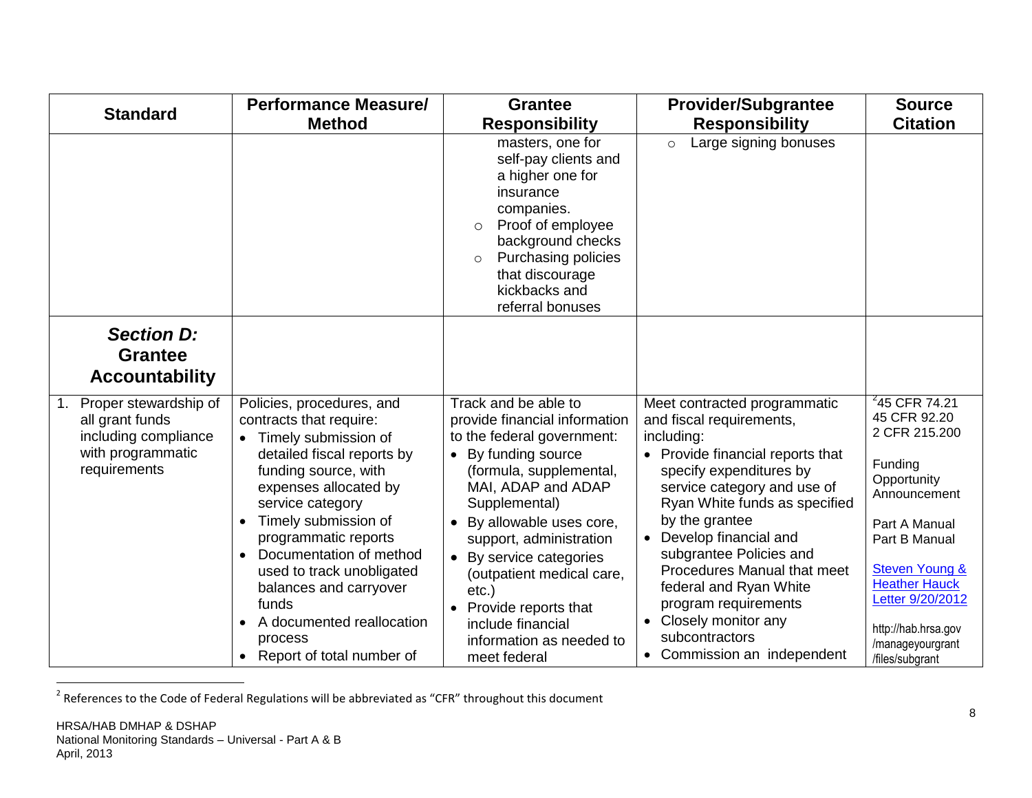| Standard | Performance Measure/ Method | Grantee Responsibility | Provider/Subgrantee Responsibility | Source Citation |
|---|---|---|---|---|
| | | masters, one for self-pay clients and a higher one for insurance companies.<br>◦ Proof of employee background checks<br>◦ Purchasing policies that discourage kickbacks and referral bonuses | ◦ Large signing bonuses | |
| ***Section D:* Grantee Accountability** | | | | |
| 1. Proper stewardship of all grant funds including compliance with programmatic requirements | Policies, procedures, and contracts that require:<br>• Timely submission of detailed fiscal reports by funding source, with expenses allocated by service category<br>• Timely submission of programmatic reports<br>• Documentation of method used to track unobligated balances and carryover funds<br>• A documented reallocation process<br>• Report of total number of | Track and be able to provide financial information to the federal government:<br>• By funding source (formula, supplemental, MAI, ADAP and ADAP Supplemental)<br>• By allowable uses core, support, administration<br>• By service categories (outpatient medical care, etc.)<br>• Provide reports that include financial information as needed to meet federal | Meet contracted programmatic and fiscal requirements, including:<br>• Provide financial reports that specify expenditures by service category and use of Ryan White funds as specified by the grantee<br>• Develop financial and subgrantee Policies and Procedures Manual that meet federal and Ryan White program requirements<br>• Closely monitor any subcontractors<br>• Commission an independent | [2]45 CFR 74.21<br>45 CFR 92.20<br>2 CFR 215.200<br><br>Funding Opportunity Announcement<br><br>Part A Manual<br>Part B Manual<br><br>Steven Young & Heather Hauck Letter 9/20/2012<br><br>http://hab.hrsa.gov/manageyourgrant/files/subgrant |

[2] References to the Code of Federal Regulations will be abbreviated as "CFR" throughout this document

HRSA/HAB DMHAP & DSHAP
National Monitoring Standards – Universal - Part A & B
April, 2013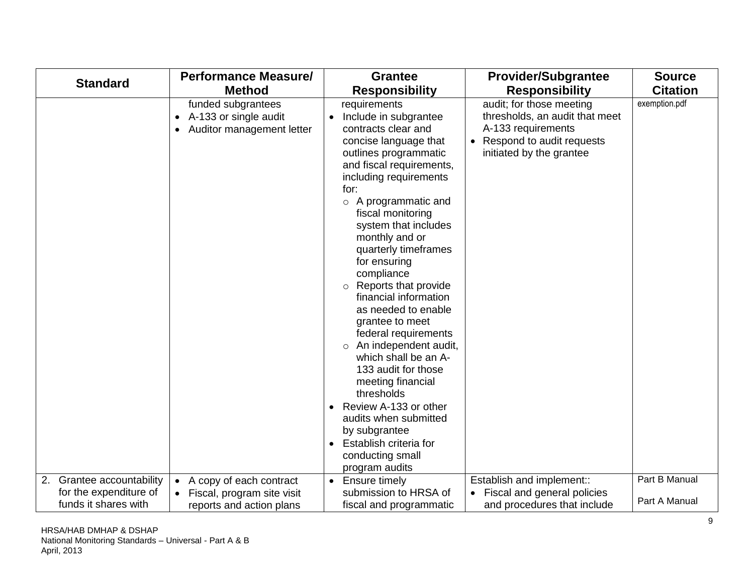| Standard | Performance Measure/ Method | Grantee Responsibility | Provider/Subgrantee Responsibility | Source Citation |
|---|---|---|---|---|
| | funded subgrantees<br>• A-133 or single audit<br>• Auditor management letter | requirements<br>• Include in subgrantee contracts clear and concise language that outlines programmatic and fiscal requirements, including requirements for:<br>  ○ A programmatic and fiscal monitoring system that includes monthly and or quarterly timeframes for ensuring compliance<br>  ○ Reports that provide financial information as needed to enable grantee to meet federal requirements<br>  ○ An independent audit, which shall be an A-133 audit for those meeting financial thresholds<br>• Review A-133 or other audits when submitted by subgrantee<br>• Establish criteria for conducting small program audits | audit; for those meeting thresholds, an audit that meet A-133 requirements<br>• Respond to audit requests initiated by the grantee | exemption.pdf |
| 2. Grantee accountability for the expenditure of funds it shares with | • A copy of each contract<br>• Fiscal, program site visit reports and action plans | • Ensure timely submission to HRSA of fiscal and programmatic | Establish and implement::<br>• Fiscal and general policies and procedures that include | Part B Manual<br><br>Part A Manual |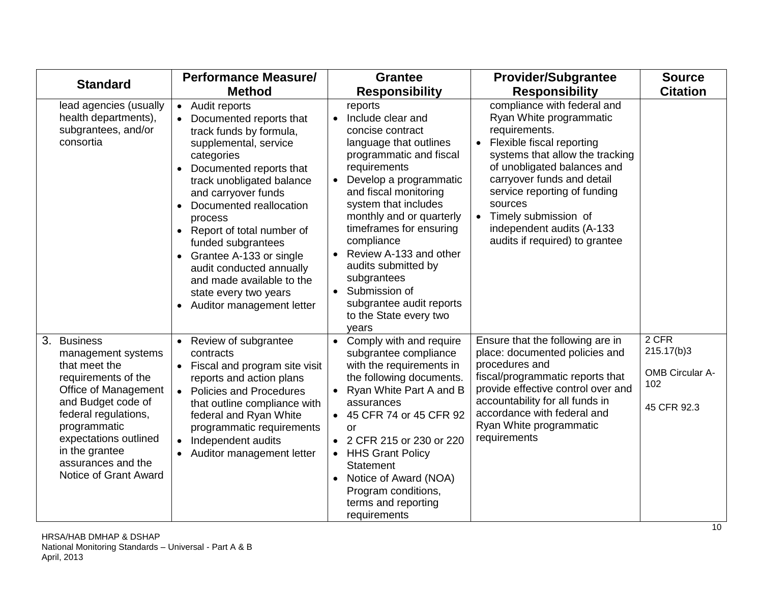| Standard | Performance Measure/ Method | Grantee Responsibility | Provider/Subgrantee Responsibility | Source Citation |
|---|---|---|---|---|
| lead agencies (usually health departments), subgrantees, and/or consortia | • Audit reports<br>• Documented reports that track funds by formula, supplemental, service categories<br>• Documented reports that track unobligated balance and carryover funds<br>• Documented reallocation process<br>• Report of total number of funded subgrantees<br>• Grantee A-133 or single audit conducted annually and made available to the state every two years<br>• Auditor management letter | reports<br>• Include clear and concise contract language that outlines programmatic and fiscal requirements<br>• Develop a programmatic and fiscal monitoring system that includes monthly and or quarterly timeframes for ensuring compliance<br>• Review A-133 and other audits submitted by subgrantees<br>• Submission of subgrantee audit reports to the State every two years | compliance with federal and Ryan White programmatic requirements.<br>• Flexible fiscal reporting systems that allow the tracking of unobligated balances and carryover funds and detail service reporting of funding sources<br>• Timely submission of independent audits (A-133 audits if required) to grantee | |
| 3. Business management systems that meet the requirements of the Office of Management and Budget code of federal regulations, programmatic expectations outlined in the grantee assurances and the Notice of Grant Award | • Review of subgrantee contracts<br>• Fiscal and program site visit reports and action plans<br>• Policies and Procedures that outline compliance with federal and Ryan White programmatic requirements<br>• Independent audits<br>• Auditor management letter | • Comply with and require subgrantee compliance with the requirements in the following documents.<br>• Ryan White Part A and B assurances<br>• 45 CFR 74 or 45 CFR 92 or<br>• 2 CFR 215 or 230 or 220<br>• HHS Grant Policy Statement<br>• Notice of Award (NOA) Program conditions, terms and reporting requirements | Ensure that the following are in place: documented policies and procedures and fiscal/programmatic reports that provide effective control over and accountability for all funds in accordance with federal and Ryan White programmatic requirements | 2 CFR 215.17(b)3<br><br>OMB Circular A-102<br><br>45 CFR 92.3 |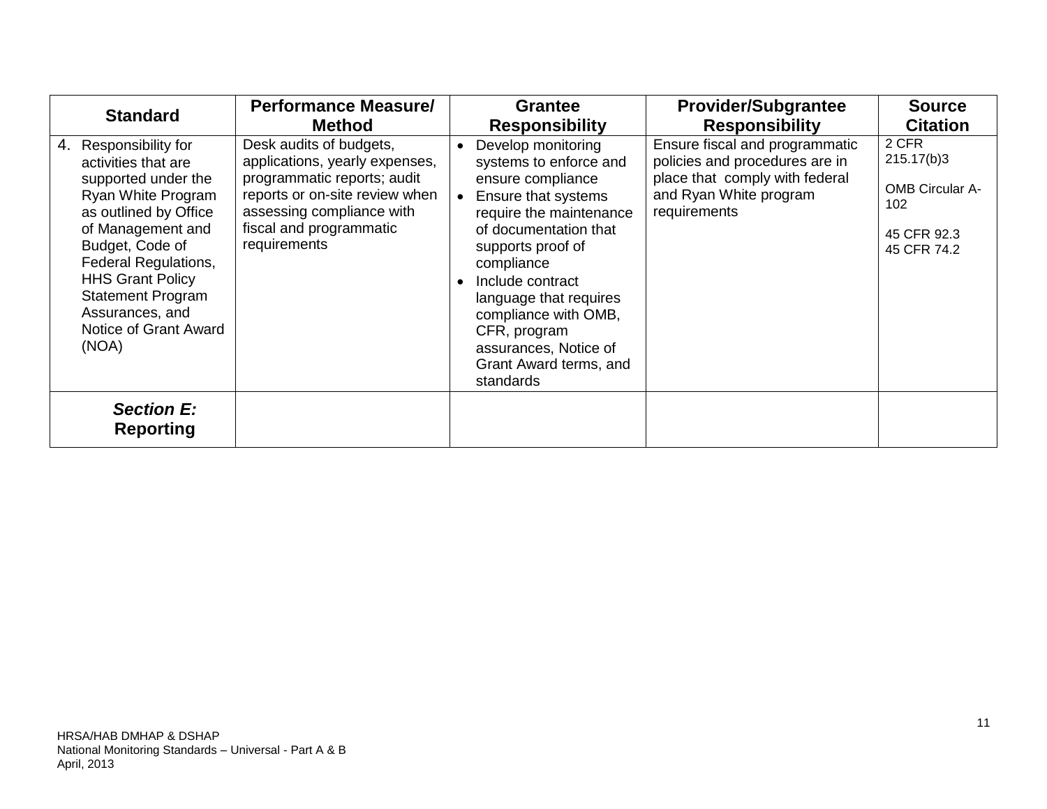| Standard | Performance Measure/ Method | Grantee Responsibility | Provider/Subgrantee Responsibility | Source Citation |
|---|---|---|---|---|
| 4. Responsibility for activities that are supported under the Ryan White Program as outlined by Office of Management and Budget, Code of Federal Regulations, HHS Grant Policy Statement Program Assurances, and Notice of Grant Award (NOA) | Desk audits of budgets, applications, yearly expenses, programmatic reports; audit reports or on-site review when assessing compliance with fiscal and programmatic requirements | • Develop monitoring systems to enforce and ensure compliance<br>• Ensure that systems require the maintenance of documentation that supports proof of compliance<br>• Include contract language that requires compliance with OMB, CFR, program assurances, Notice of Grant Award terms, and standards | Ensure fiscal and programmatic policies and procedures are in place that comply with federal and Ryan White program requirements | 2 CFR 215.17(b)3<br><br>OMB Circular A-102<br><br>45 CFR 92.3<br>45 CFR 74.2 |
| ***Section E:* Reporting** | | | | |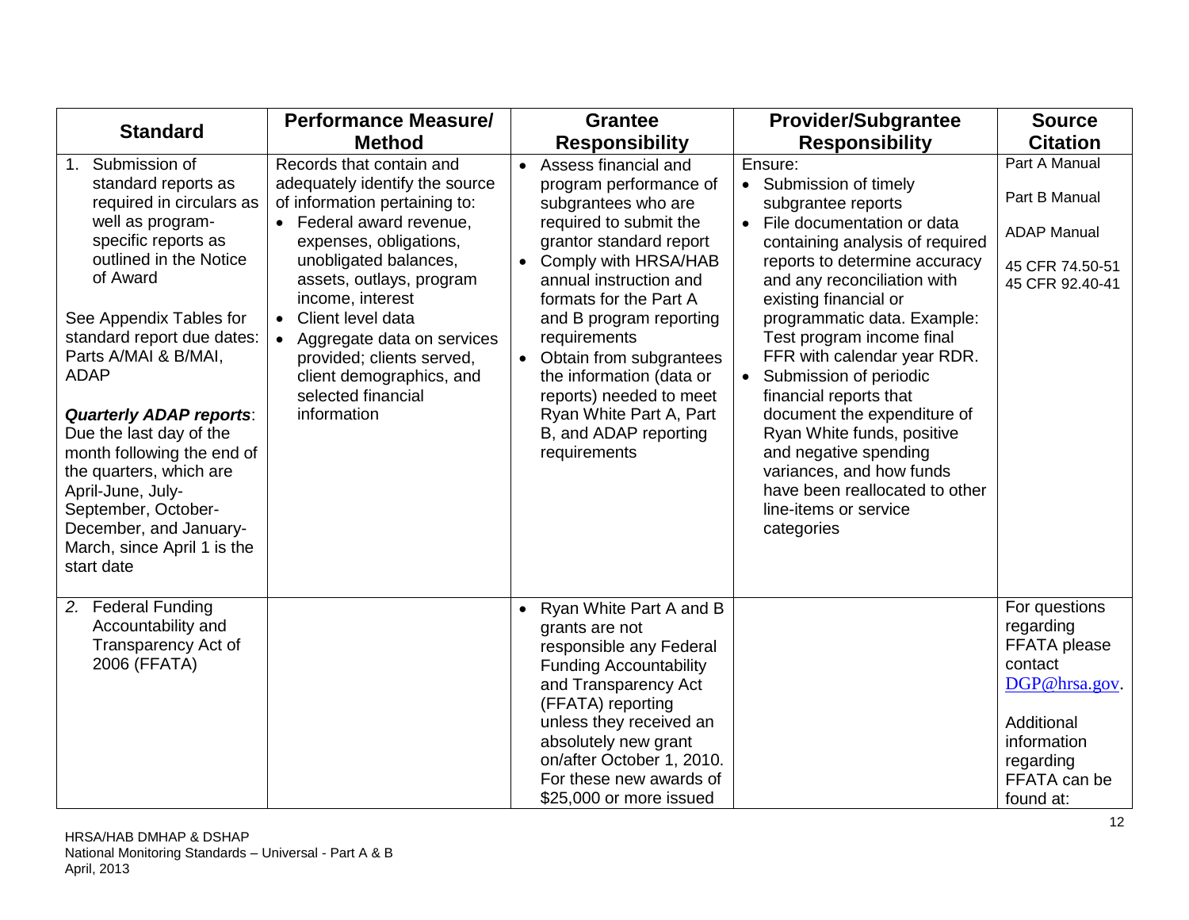| Standard | Performance Measure/ Method | Grantee Responsibility | Provider/Subgrantee Responsibility | Source Citation |
|---|---|---|---|---|
| 1. Submission of standard reports as required in circulars as well as program-specific reports as outlined in the Notice of Award<br><br>See Appendix Tables for standard report due dates: Parts A/MAI & B/MAI, ADAP<br><br>***Quarterly ADAP reports***: Due the last day of the month following the end of the quarters, which are April-June, July-September, October-December, and January-March, since April 1 is the start date | Records that contain and adequately identify the source of information pertaining to:<br>• Federal award revenue, expenses, obligations, unobligated balances, assets, outlays, program income, interest<br>• Client level data<br>• Aggregate data on services provided; clients served, client demographics, and selected financial information | • Assess financial and program performance of subgrantees who are required to submit the grantor standard report<br>• Comply with HRSA/HAB annual instruction and formats for the Part A and B program reporting requirements<br>• Obtain from subgrantees the information (data or reports) needed to meet Ryan White Part A, Part B, and ADAP reporting requirements | Ensure:<br>• Submission of timely subgrantee reports<br>• File documentation or data containing analysis of required reports to determine accuracy and any reconciliation with existing financial or programmatic data. Example: Test program income final FFR with calendar year RDR.<br>• Submission of periodic financial reports that document the expenditure of Ryan White funds, positive and negative spending variances, and how funds have been reallocated to other line-items or service categories | Part A Manual<br><br>Part B Manual<br><br>ADAP Manual<br><br>45 CFR 74.50-51<br>45 CFR 92.40-41 |
| *2.* Federal Funding Accountability and Transparency Act of 2006 (FFATA) | | • Ryan White Part A and B grants are not responsible any Federal Funding Accountability and Transparency Act (FFATA) reporting unless they received an absolutely new grant on/after October 1, 2010. For these new awards of $25,000 or more issued | | For questions regarding FFATA please contact DGP@hrsa.gov.<br><br>Additional information regarding FFATA can be found at: |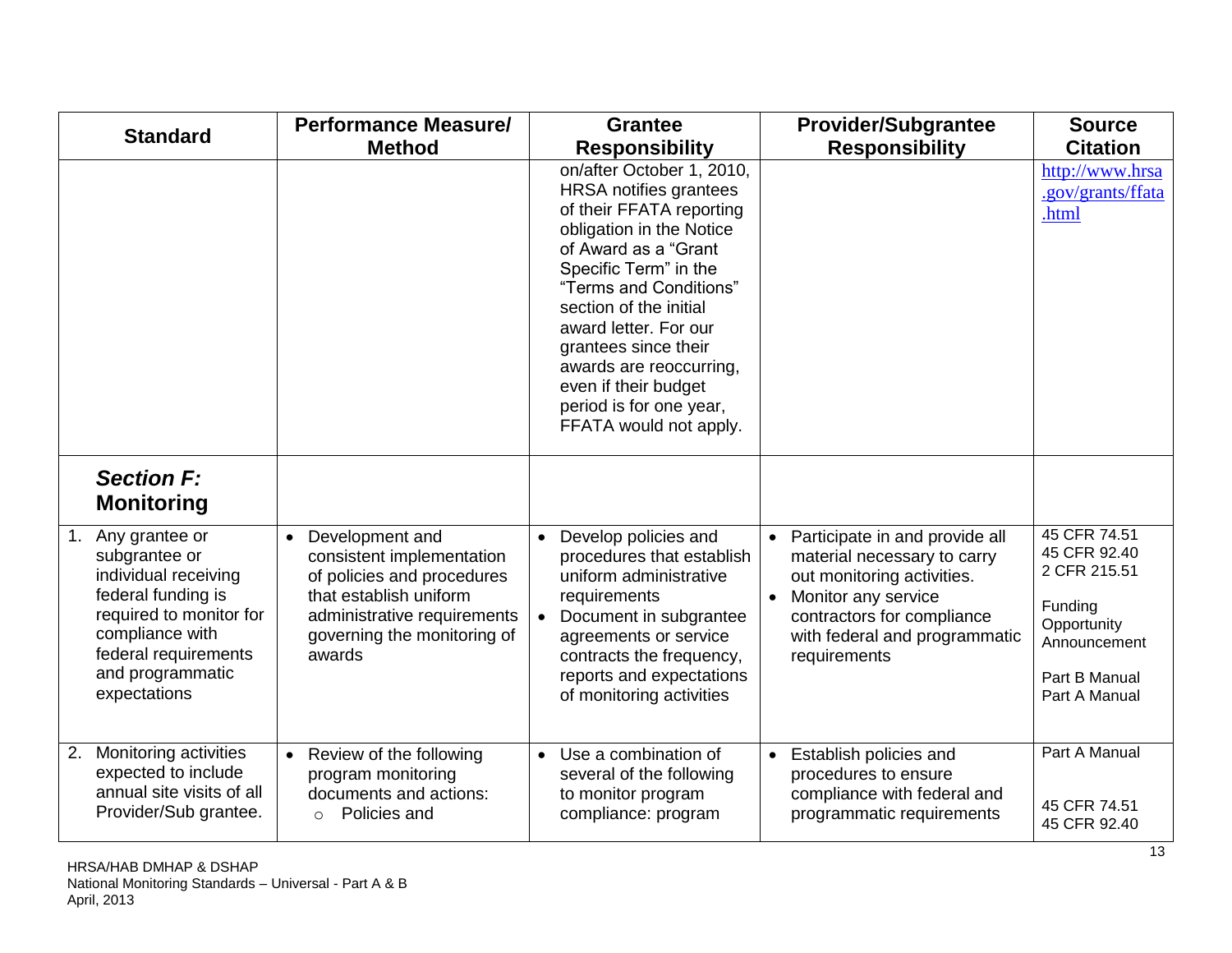| Standard | Performance Measure/ Method | Grantee Responsibility | Provider/Subgrantee Responsibility | Source Citation |
|---|---|---|---|---|
| | | on/after October 1, 2010, HRSA notifies grantees of their FFATA reporting obligation in the Notice of Award as a "Grant Specific Term" in the "Terms and Conditions" section of the initial award letter. For our grantees since their awards are reoccurring, even if their budget period is for one year, FFATA would not apply. | | http://www.hrsa.gov/grants/ffata.html |
| ***Section F: Monitoring*** | | | | |
| 1. Any grantee or subgrantee or individual receiving federal funding is required to monitor for compliance with federal requirements and programmatic expectations | • Development and consistent implementation of policies and procedures that establish uniform administrative requirements governing the monitoring of awards | • Develop policies and procedures that establish uniform administrative requirements<br>• Document in subgrantee agreements or service contracts the frequency, reports and expectations of monitoring activities | • Participate in and provide all material necessary to carry out monitoring activities.<br>• Monitor any service contractors for compliance with federal and programmatic requirements | 45 CFR 74.51<br>45 CFR 92.40<br>2 CFR 215.51<br><br>Funding Opportunity Announcement<br><br>Part B Manual<br>Part A Manual |
| 2. Monitoring activities expected to include annual site visits of all Provider/Sub grantee. | • Review of the following program monitoring documents and actions:<br>○ Policies and | • Use a combination of several of the following to monitor program compliance: program | • Establish policies and procedures to ensure compliance with federal and programmatic requirements | Part A Manual<br><br>45 CFR 74.51<br>45 CFR 92.40 |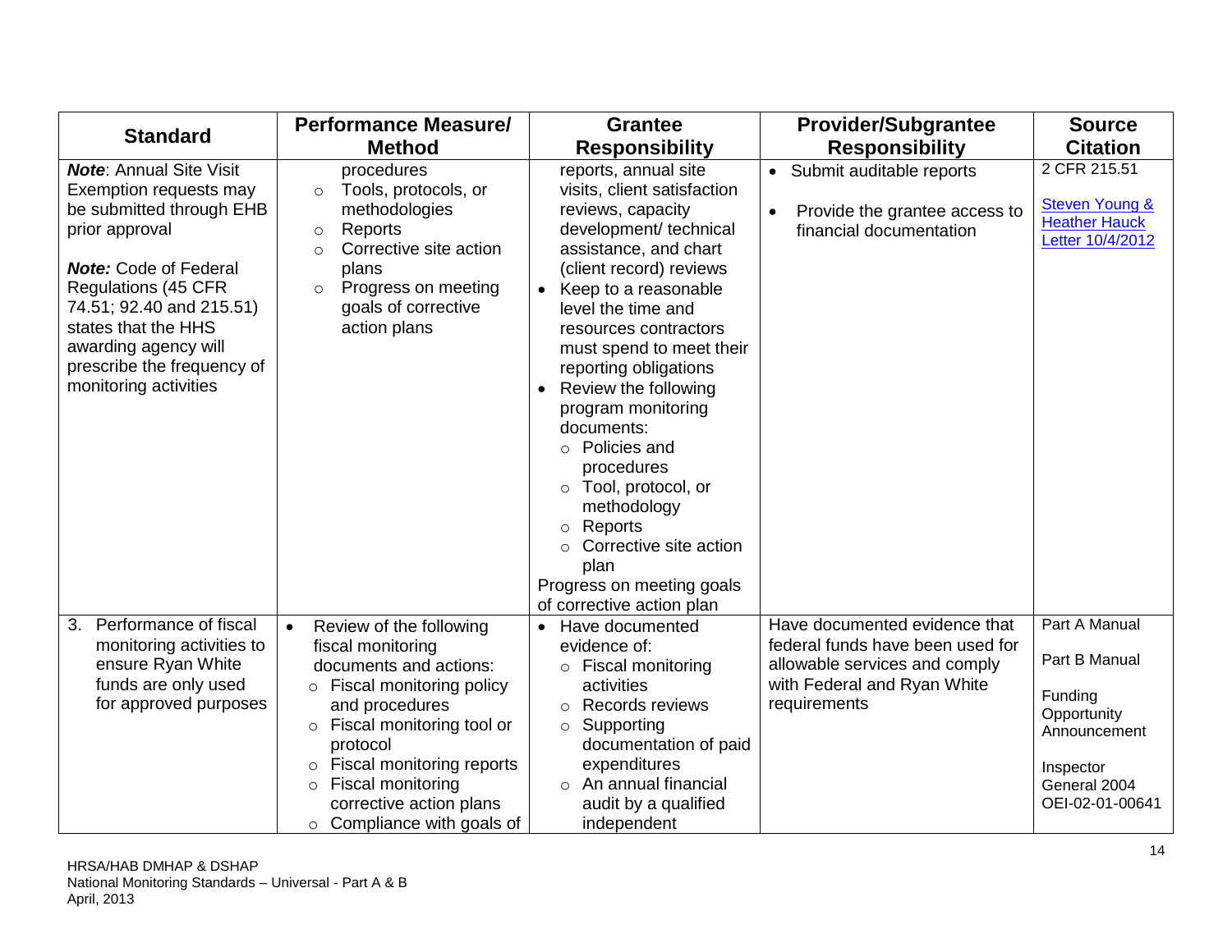| Standard | Performance Measure/ Method | Grantee Responsibility | Provider/Subgrantee Responsibility | Source Citation |
|---|---|---|---|---|
| ***Note***: Annual Site Visit Exemption requests may be submitted through EHB prior approval<br><br>***Note:*** Code of Federal Regulations (45 CFR 74.51; 92.40 and 215.51) states that the HHS awarding agency will prescribe the frequency of monitoring activities | procedures<br>○ Tools, protocols, or methodologies<br>○ Reports<br>○ Corrective site action plans<br>○ Progress on meeting goals of corrective action plans | reports, annual site visits, client satisfaction reviews, capacity development/ technical assistance, and chart (client record) reviews<br>• Keep to a reasonable level the time and resources contractors must spend to meet their reporting obligations<br>• Review the following program monitoring documents:<br>○ Policies and procedures<br>○ Tool, protocol, or methodology<br>○ Reports<br>○ Corrective site action plan<br>Progress on meeting goals of corrective action plan | • Submit auditable reports<br>• Provide the grantee access to financial documentation | 2 CFR 215.51<br><br>Steven Young & Heather Hauck Letter 10/4/2012 |
| 3. Performance of fiscal monitoring activities to ensure Ryan White funds are only used for approved purposes | • Review of the following fiscal monitoring documents and actions:<br>○ Fiscal monitoring policy and procedures<br>○ Fiscal monitoring tool or protocol<br>○ Fiscal monitoring reports<br>○ Fiscal monitoring corrective action plans<br>○ Compliance with goals of | • Have documented evidence of:<br>○ Fiscal monitoring activities<br>○ Records reviews<br>○ Supporting documentation of paid expenditures<br>○ An annual financial audit by a qualified independent | Have documented evidence that federal funds have been used for allowable services and comply with Federal and Ryan White requirements | Part A Manual<br><br>Part B Manual<br><br>Funding Opportunity Announcement<br><br>Inspector General 2004 OEI-02-01-00641 |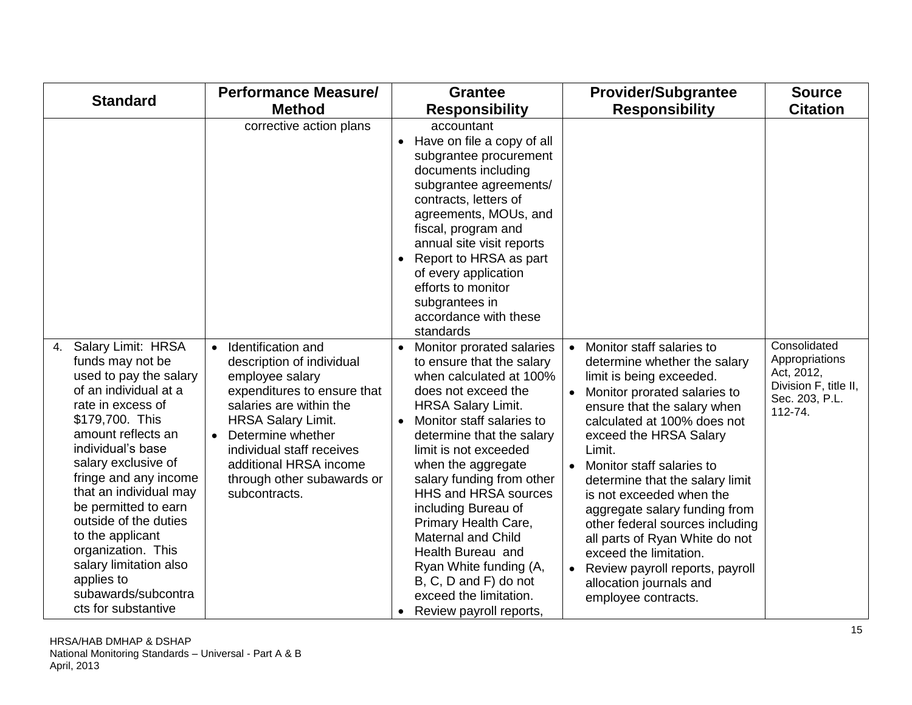| Standard | Performance Measure/ Method | Grantee Responsibility | Provider/Subgrantee Responsibility | Source Citation |
|---|---|---|---|---|
| | corrective action plans | accountant<br>• Have on file a copy of all subgrantee procurement documents including subgrantee agreements/ contracts, letters of agreements, MOUs, and fiscal, program and annual site visit reports<br>• Report to HRSA as part of every application efforts to monitor subgrantees in accordance with these standards | | |
| 4. Salary Limit: HRSA funds may not be used to pay the salary of an individual at a rate in excess of $179,700. This amount reflects an individual's base salary exclusive of fringe and any income that an individual may be permitted to earn outside of the duties to the applicant organization. This salary limitation also applies to subawards/subcontracts for substantive | • Identification and description of individual employee salary expenditures to ensure that salaries are within the HRSA Salary Limit.<br>• Determine whether individual staff receives additional HRSA income through other subawards or subcontracts. | • Monitor prorated salaries to ensure that the salary when calculated at 100% does not exceed the HRSA Salary Limit.<br>• Monitor staff salaries to determine that the salary limit is not exceeded when the aggregate salary funding from other HHS and HRSA sources including Bureau of Primary Health Care, Maternal and Child Health Bureau and Ryan White funding (A, B, C, D and F) do not exceed the limitation.<br>• Review payroll reports, | • Monitor staff salaries to determine whether the salary limit is being exceeded.<br>• Monitor prorated salaries to ensure that the salary when calculated at 100% does not exceed the HRSA Salary Limit.<br>• Monitor staff salaries to determine that the salary limit is not exceeded when the aggregate salary funding from other federal sources including all parts of Ryan White do not exceed the limitation.<br>• Review payroll reports, payroll allocation journals and employee contracts. | Consolidated Appropriations Act, 2012, Division F, title II, Sec. 203, P.L. 112-74. |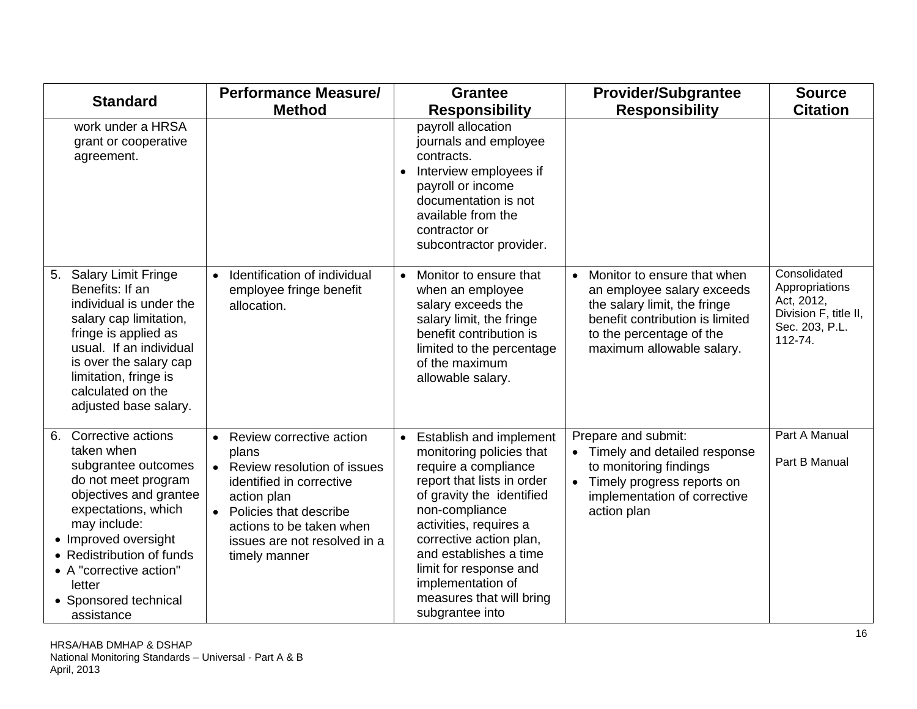| Standard | Performance Measure/ Method | Grantee Responsibility | Provider/Subgrantee Responsibility | Source Citation |
|---|---|---|---|---|
| work under a HRSA grant or cooperative agreement. | | payroll allocation journals and employee contracts.<br>• Interview employees if payroll or income documentation is not available from the contractor or subcontractor provider. | | |
| 5. Salary Limit Fringe Benefits: If an individual is under the salary cap limitation, fringe is applied as usual. If an individual is over the salary cap limitation, fringe is calculated on the adjusted base salary. | • Identification of individual employee fringe benefit allocation. | • Monitor to ensure that when an employee salary exceeds the salary limit, the fringe benefit contribution is limited to the percentage of the maximum allowable salary. | • Monitor to ensure that when an employee salary exceeds the salary limit, the fringe benefit contribution is limited to the percentage of the maximum allowable salary. | Consolidated Appropriations Act, 2012, Division F, title II, Sec. 203, P.L. 112-74. |
| 6. Corrective actions taken when subgrantee outcomes do not meet program objectives and grantee expectations, which may include:<br>• Improved oversight<br>• Redistribution of funds<br>• A "corrective action" letter<br>• Sponsored technical assistance | • Review corrective action plans<br>• Review resolution of issues identified in corrective action plan<br>• Policies that describe actions to be taken when issues are not resolved in a timely manner | • Establish and implement monitoring policies that require a compliance report that lists in order of gravity the identified non-compliance activities, requires a corrective action plan, and establishes a time limit for response and implementation of measures that will bring subgrantee into | Prepare and submit:<br>• Timely and detailed response to monitoring findings<br>• Timely progress reports on implementation of corrective action plan | Part A Manual<br><br>Part B Manual |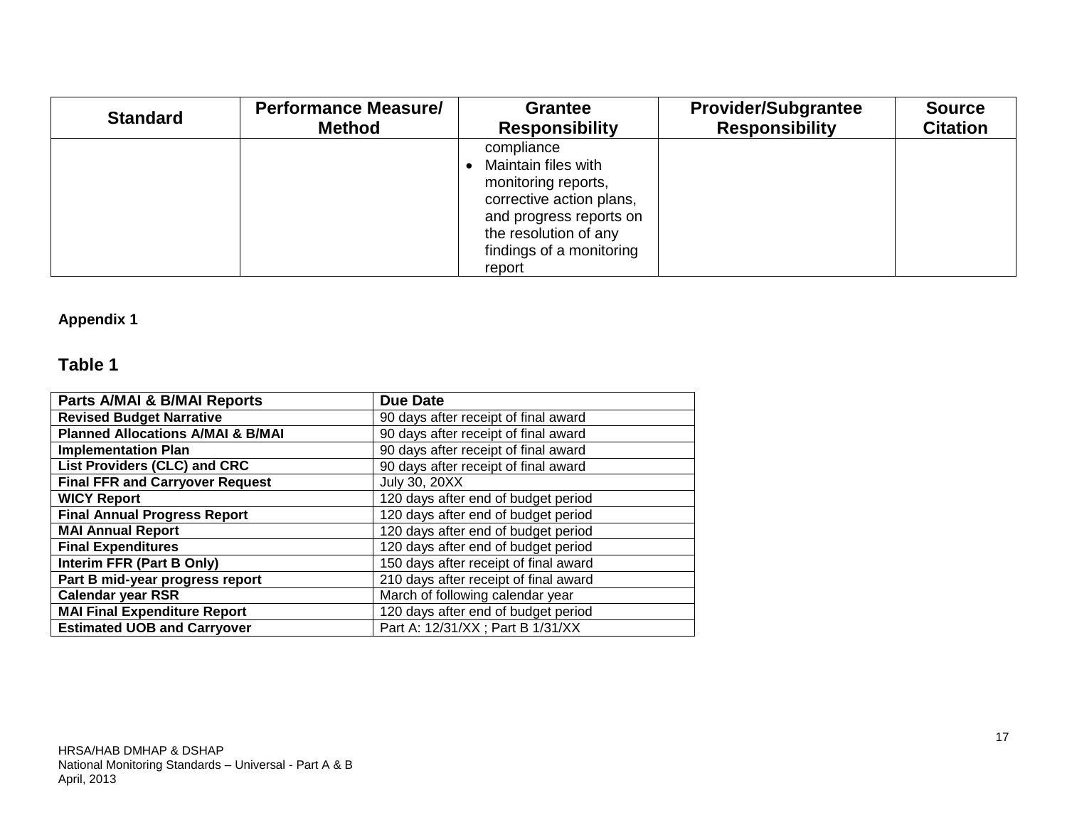| Standard | Performance Measure/ Method | Grantee Responsibility | Provider/Subgrantee Responsibility | Source Citation |
|---|---|---|---|---|
| | | compliance<br>• Maintain files with monitoring reports, corrective action plans, and progress reports on the resolution of any findings of a monitoring report | | |

**Appendix 1**

## Table 1

| Parts A/MAI & B/MAI Reports | Due Date |
|---|---|
| **Revised Budget Narrative** | 90 days after receipt of final award |
| **Planned Allocations A/MAI & B/MAI** | 90 days after receipt of final award |
| **Implementation Plan** | 90 days after receipt of final award |
| **List Providers (CLC) and CRC** | 90 days after receipt of final award |
| **Final FFR and Carryover Request** | July 30, 20XX |
| **WICY Report** | 120 days after end of budget period |
| **Final Annual Progress Report** | 120 days after end of budget period |
| **MAI Annual Report** | 120 days after end of budget period |
| **Final Expenditures** | 120 days after end of budget period |
| **Interim FFR (Part B Only)** | 150 days after receipt of final award |
| **Part B mid-year progress report** | 210 days after receipt of final award |
| **Calendar year RSR** | March of following calendar year |
| **MAI Final Expenditure Report** | 120 days after end of budget period |
| **Estimated UOB and Carryover** | Part A: 12/31/XX ; Part B 1/31/XX |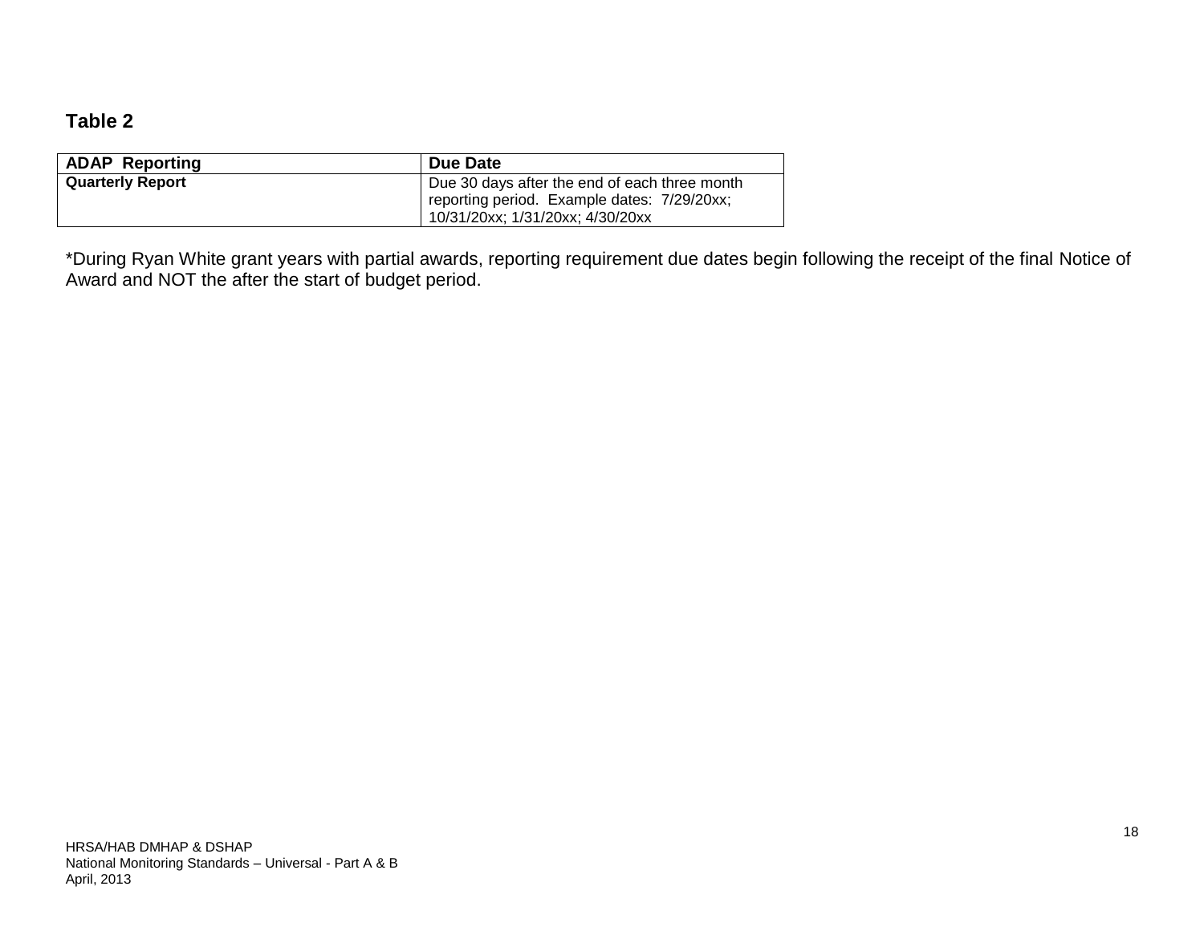**Table 2**

| ADAP Reporting | Due Date |
|---|---|
| **Quarterly Report** | Due 30 days after the end of each three month reporting period. Example dates: 7/29/20xx; 10/31/20xx; 1/31/20xx; 4/30/20xx |

*During Ryan White grant years with partial awards, reporting requirement due dates begin following the receipt of the final Notice of Award and NOT the after the start of budget period.